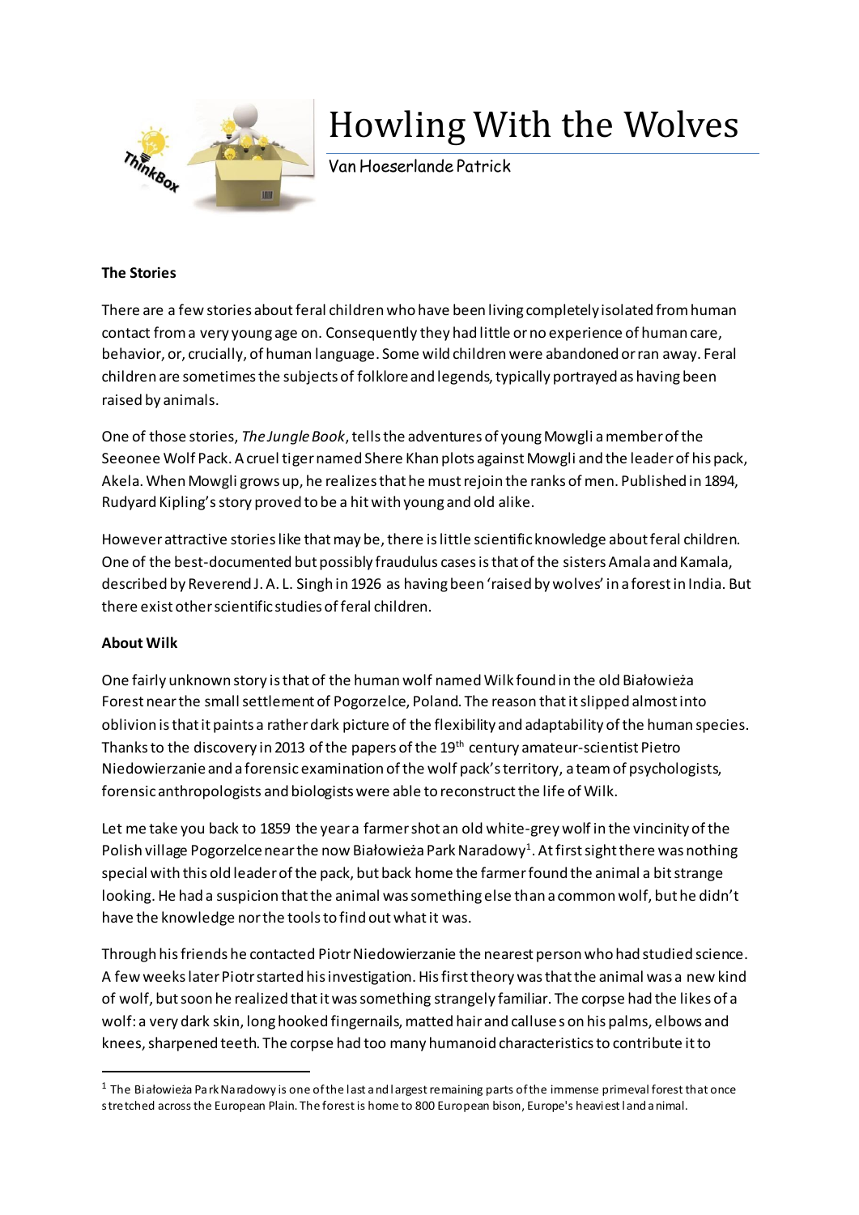# Howling With the Wolves

Van Hoeserlande Patrick

**The Stories**

There are a few stories about feral children who have been living completely isolated from human contact from a very young age on. Consequently they had little or no experience of human care, behavior, or, crucially, of human language. Some wild children were abandoned or ran away. Feral children are sometimes the subjects of folklore and legends, typically portrayed as having been raised by animals.

One of those stories, *The Jungle Book*, tells the adventures of young Mowgli a member of the Seeonee Wolf Pack. A cruel tiger named Shere Khan plots against Mowgli and the leader of his pack, Akela. When Mowgli grows up, he realizes that he must rejoin the ranks of men. Published in 1894, Rudyard Kipling's story proved to be a hit with young and old alike.

However attractive stories like that may be, there is little scientific knowledge about feral children. One of the best-documented but possibly fraudulus cases is that of the sisters Amala and Kamala, described by Reverend J. A. L. Singh in 1926 as having been 'raised by wolves' in a forest in India. But there exist other scientific studies of feral children.

**About Wilk**

One fairly unknown story is that of the human wolf named Wilk found in the old Białowieża Forest near the small settlement of Pogorzelce, Poland. The reason that it slipped almost into oblivion is that it paints a rather dark picture of the flexibility and adaptability of the human species. Thanks to the discovery in 2013 of the papers of the 19th century amateur-scientist Pietro Niedowierzanie and a forensic examination of the wolf pack's territory, a team of psychologists, forensic anthropologists and biologists were able to reconstruct the life of Wilk.

Let me take you back to 1859 the year a farmer shot an old white-grey wolf in the vincinity of the Polish village Pogorzelce near the now Białowieża Park Naradowy[1]. At first sight there was nothing special with this old leader of the pack, but back home the farmer found the animal a bit strange looking. He had a suspicion that the animal was something else than a common wolf, but he didn't have the knowledge nor the tools to find out what it was.

Through his friends he contacted Piotr Niedowierzanie the nearest person who had studied science. A few weeks later Piotr started his investigation. His first theory was that the animal was a new kind of wolf, but soon he realized that it was something strangely familiar. The corpse had the likes of a wolf: a very dark skin, long hooked fingernails, matted hair and calluses on his palms, elbows and knees, sharpened teeth. The corpse had too many humanoid characteristics to contribute it to

[1] The Białowieża Park Naradowy is one of the last and largest remaining parts of the immense primeval forest that once stretched across the European Plain. The forest is home to 800 European bison, Europe's heaviest land animal.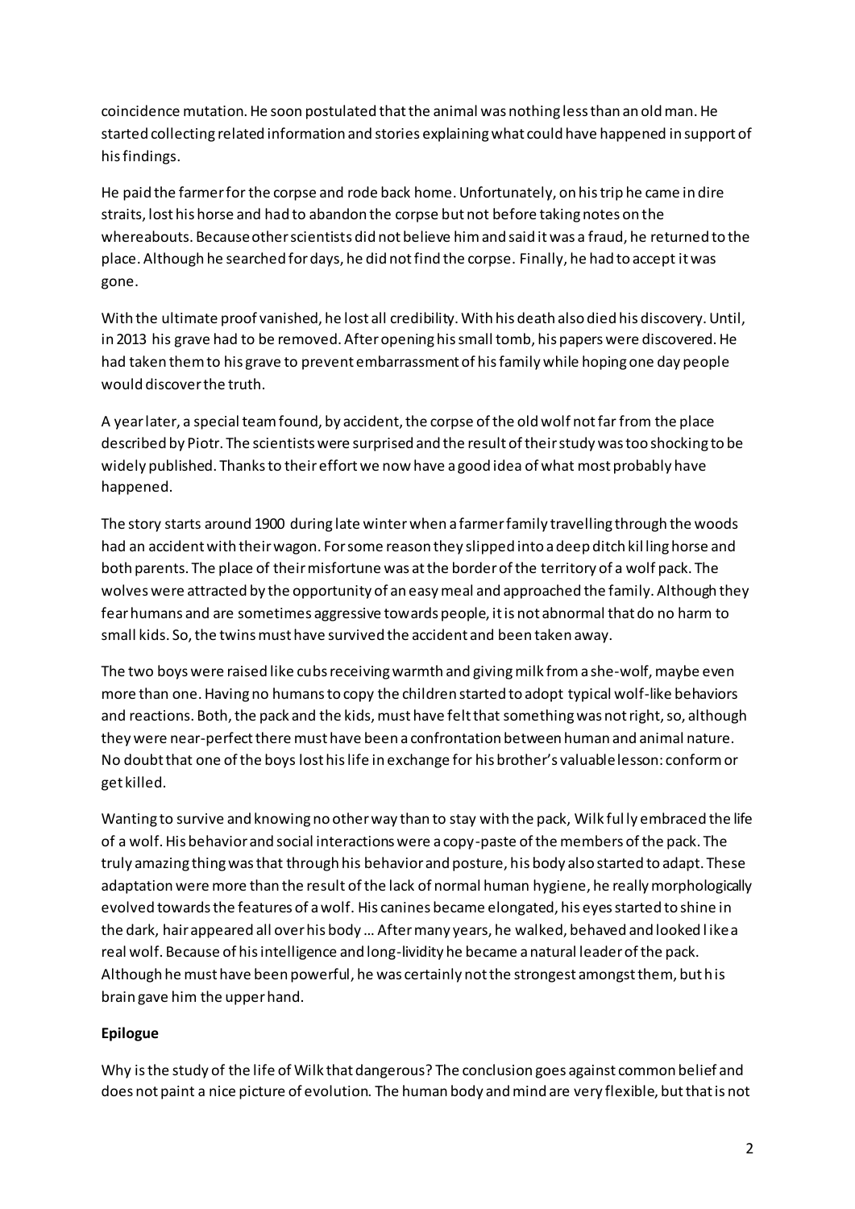coincidence mutation. He soon postulated that the animal was nothing less than an old man. He started collecting related information and stories explaining what could have happened in support of his findings.

He paid the farmer for the corpse and rode back home. Unfortunately, on his trip he came in dire straits, lost his horse and had to abandon the corpse but not before taking notes on the whereabouts. Because other scientists did not believe him and said it was a fraud, he returned to the place. Although he searched for days, he did not find the corpse. Finally, he had to accept it was gone.

With the ultimate proof vanished, he lost all credibility. With his death also died his discovery. Until, in 2013 his grave had to be removed. After opening his small tomb, his papers were discovered. He had taken them to his grave to prevent embarrassment of his family while hoping one day people would discover the truth.

A year later, a special team found, by accident, the corpse of the old wolf not far from the place described by Piotr. The scientists were surprised and the result of their study was too shocking to be widely published. Thanks to their effort we now have a good idea of what most probably have happened.

The story starts around 1900 during late winter when a farmer family travelling through the woods had an accident with their wagon. For some reason they slipped into a deep ditch killing horse and both parents. The place of their misfortune was at the border of the territory of a wolf pack. The wolves were attracted by the opportunity of an easy meal and approached the family. Although they fear humans and are sometimes aggressive towards people, it is not abnormal that do no harm to small kids. So, the twins must have survived the accident and been taken away.

The two boys were raised like cubs receiving warmth and giving milk from a she-wolf, maybe even more than one. Having no humans to copy the children started to adopt typical wolf-like behaviors and reactions. Both, the pack and the kids, must have felt that something was not right, so, although they were near-perfect there must have been a confrontation between human and animal nature. No doubt that one of the boys lost his life in exchange for his brother's valuable lesson: conform or get killed.

Wanting to survive and knowing no other way than to stay with the pack, Wilk fully embraced the life of a wolf. His behavior and social interactions were a copy-paste of the members of the pack. The truly amazing thing was that through his behavior and posture, his body also started to adapt. These adaptation were more than the result of the lack of normal human hygiene, he really morphologically evolved towards the features of a wolf. His canines became elongated, his eyes started to shine in the dark, hair appeared all over his body … After many years, he walked, behaved and looked like a real wolf. Because of his intelligence and long-lividity he became a natural leader of the pack. Although he must have been powerful, he was certainly not the strongest amongst them, but his brain gave him the upper hand.

**Epilogue**

Why is the study of the life of Wilk that dangerous? The conclusion goes against common belief and does not paint a nice picture of evolution. The human body and mind are very flexible, but that is not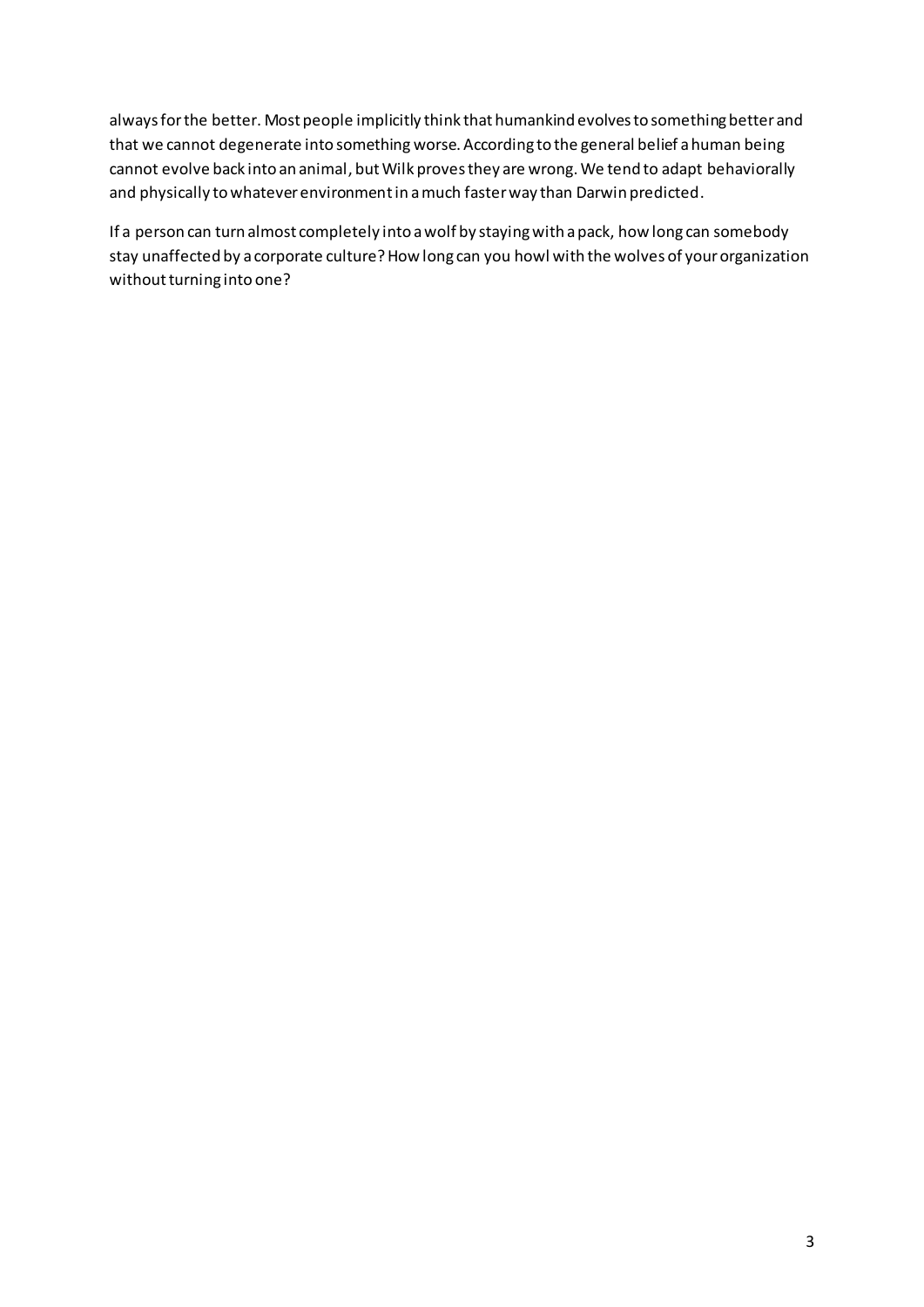always for the better. Most people implicitly think that humankind evolves to something better and that we cannot degenerate into something worse. According to the general belief a human being cannot evolve back into an animal, but Wilk proves they are wrong. We tend to adapt behaviorally and physically to whatever environment in a much faster way than Darwin predicted.

If a person can turn almost completely into a wolf by staying with a pack, how long can somebody stay unaffected by a corporate culture? How long can you howl with the wolves of your organization without turning into one?